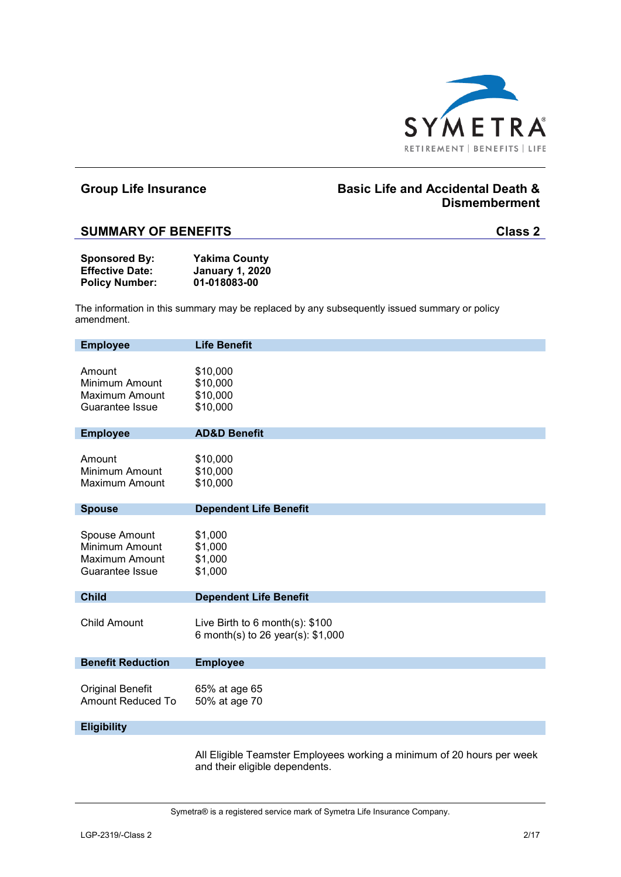## Group Life Insurance

## Basic Life and Accidental Death & Dismemberment

## SUMMARY OF BENEFITS — Class 2

**Sponsored By:** **Yakima County**
**Effective Date:** **January 1, 2020**
**Policy Number:** **01-018083-00**

The information in this summary may be replaced by any subsequently issued summary or policy amendment.

| **Employee** | **Life Benefit** |
|---|---|
| Amount | $10,000 |
| Minimum Amount | $10,000 |
| Maximum Amount | $10,000 |
| Guarantee Issue | $10,000 |

| **Employee** | **AD&D Benefit** |
|---|---|
| Amount | $10,000 |
| Minimum Amount | $10,000 |
| Maximum Amount | $10,000 |

| **Spouse** | **Dependent Life Benefit** |
|---|---|
| Spouse Amount | $1,000 |
| Minimum Amount | $1,000 |
| Maximum Amount | $1,000 |
| Guarantee Issue | $1,000 |

| **Child** | **Dependent Life Benefit** |
|---|---|
| Child Amount | Live Birth to 6 month(s): $100<br>6 month(s) to 26 year(s): $1,000 |

| **Benefit Reduction** | **Employee** |
|---|---|
| Original Benefit Amount Reduced To | 65% at age 65<br>50% at age 70 |

**Eligibility**

All Eligible Teamster Employees working a minimum of 20 hours per week and their eligible dependents.

Symetra® is a registered service mark of Symetra Life Insurance Company.

LGP-2319/-Class 2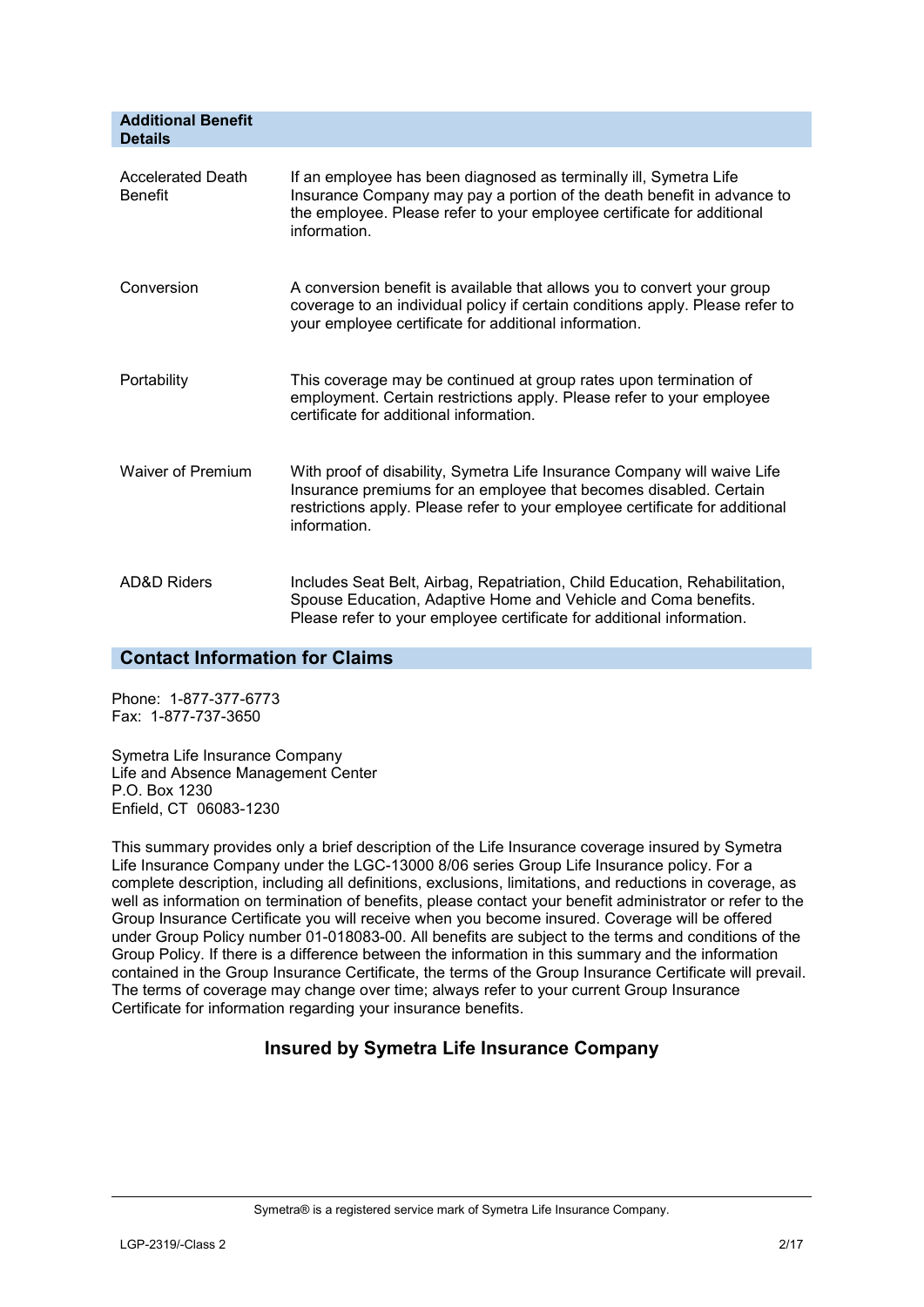| Additional Benefit Details | |
|---|---|
| Accelerated Death Benefit | If an employee has been diagnosed as terminally ill, Symetra Life Insurance Company may pay a portion of the death benefit in advance to the employee. Please refer to your employee certificate for additional information. |
| Conversion | A conversion benefit is available that allows you to convert your group coverage to an individual policy if certain conditions apply. Please refer to your employee certificate for additional information. |
| Portability | This coverage may be continued at group rates upon termination of employment. Certain restrictions apply. Please refer to your employee certificate for additional information. |
| Waiver of Premium | With proof of disability, Symetra Life Insurance Company will waive Life Insurance premiums for an employee that becomes disabled. Certain restrictions apply. Please refer to your employee certificate for additional information. |
| AD&D Riders | Includes Seat Belt, Airbag, Repatriation, Child Education, Rehabilitation, Spouse Education, Adaptive Home and Vehicle and Coma benefits. Please refer to your employee certificate for additional information. |

## Contact Information for Claims

Phone: 1-877-377-6773
Fax: 1-877-737-3650

Symetra Life Insurance Company
Life and Absence Management Center
P.O. Box 1230
Enfield, CT 06083-1230

This summary provides only a brief description of the Life Insurance coverage insured by Symetra Life Insurance Company under the LGC-13000 8/06 series Group Life Insurance policy. For a complete description, including all definitions, exclusions, limitations, and reductions in coverage, as well as information on termination of benefits, please contact your benefit administrator or refer to the Group Insurance Certificate you will receive when you become insured. Coverage will be offered under Group Policy number 01-018083-00. All benefits are subject to the terms and conditions of the Group Policy. If there is a difference between the information in this summary and the information contained in the Group Insurance Certificate, the terms of the Group Insurance Certificate will prevail. The terms of coverage may change over time; always refer to your current Group Insurance Certificate for information regarding your insurance benefits.

**Insured by Symetra Life Insurance Company**

Symetra® is a registered service mark of Symetra Life Insurance Company.

LGP-2319/-Class 2 2/17